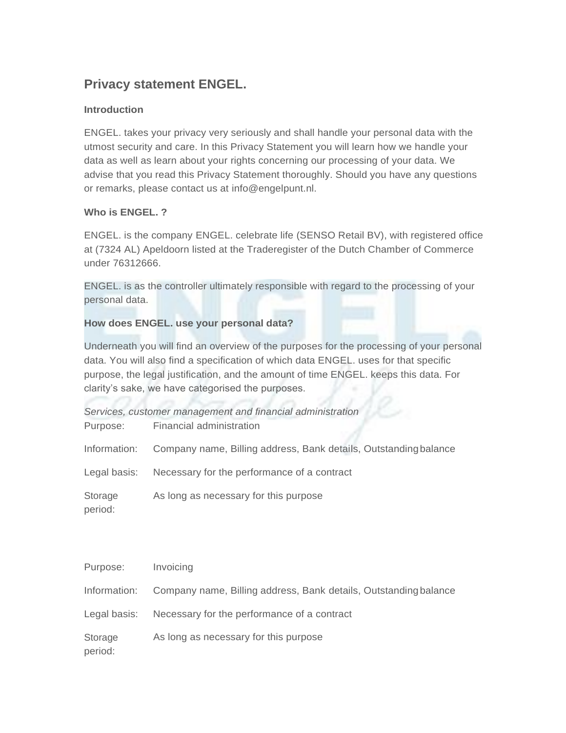# Privacy statement ENGEL.

**Introduction**

ENGEL. takes your privacy very seriously and shall handle your personal data with the utmost security and care. In this Privacy Statement you will learn how we handle your data as well as learn about your rights concerning our processing of your data. We advise that you read this Privacy Statement thoroughly. Should you have any questions or remarks, please contact us at info@engelpunt.nl.

**Who is ENGEL. ?**

ENGEL. is the company ENGEL. celebrate life (SENSO Retail BV), with registered office at (7324 AL) Apeldoorn listed at the Traderegister of the Dutch Chamber of Commerce under 76312666.

ENGEL. is as the controller ultimately responsible with regard to the processing of your personal data.

**How does ENGEL. use your personal data?**

Underneath you will find an overview of the purposes for the processing of your personal data. You will also find a specification of which data ENGEL. uses for that specific purpose, the legal justification, and the amount of time ENGEL. keeps this data. For clarity's sake, we have categorised the purposes.

*Services, customer management and financial administration*

| | |
|---|---|
| Purpose: | Financial administration |
| Information: | Company name, Billing address, Bank details, Outstanding balance |
| Legal basis: | Necessary for the performance of a contract |
| Storage period: | As long as necessary for this purpose |

| | |
|---|---|
| Purpose: | Invoicing |
| Information: | Company name, Billing address, Bank details, Outstanding balance |
| Legal basis: | Necessary for the performance of a contract |
| Storage period: | As long as necessary for this purpose |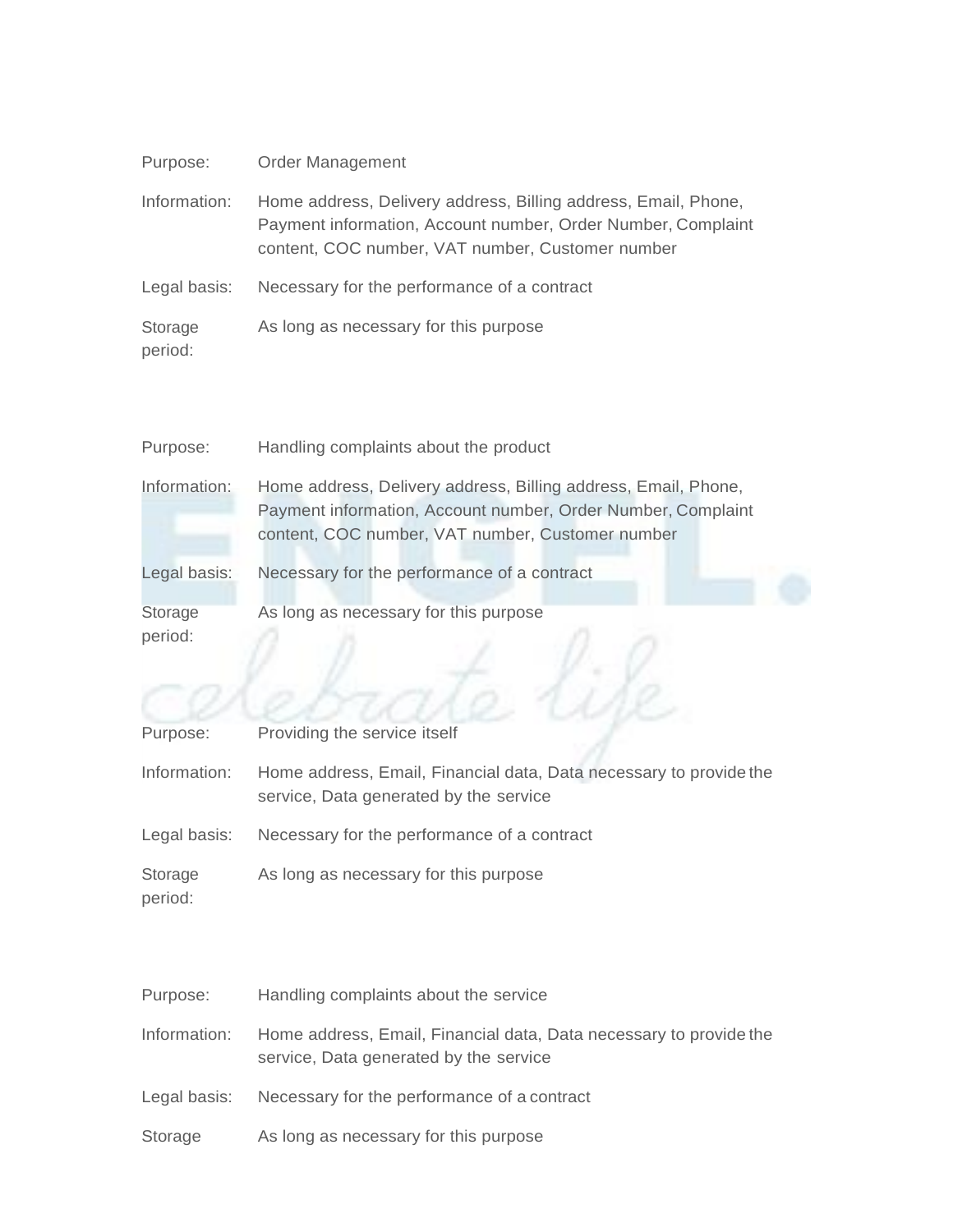| | |
|---|---|
| Purpose: | Order Management |
| Information: | Home address, Delivery address, Billing address, Email, Phone, Payment information, Account number, Order Number, Complaint content, COC number, VAT number, Customer number |
| Legal basis: | Necessary for the performance of a contract |
| Storage period: | As long as necessary for this purpose |

| | |
|---|---|
| Purpose: | Handling complaints about the product |
| Information: | Home address, Delivery address, Billing address, Email, Phone, Payment information, Account number, Order Number, Complaint content, COC number, VAT number, Customer number |
| Legal basis: | Necessary for the performance of a contract |
| Storage period: | As long as necessary for this purpose |

| | |
|---|---|
| Purpose: | Providing the service itself |
| Information: | Home address, Email, Financial data, Data necessary to provide the service, Data generated by the service |
| Legal basis: | Necessary for the performance of a contract |
| Storage period: | As long as necessary for this purpose |

| | |
|---|---|
| Purpose: | Handling complaints about the service |
| Information: | Home address, Email, Financial data, Data necessary to provide the service, Data generated by the service |
| Legal basis: | Necessary for the performance of a contract |
| Storage | As long as necessary for this purpose |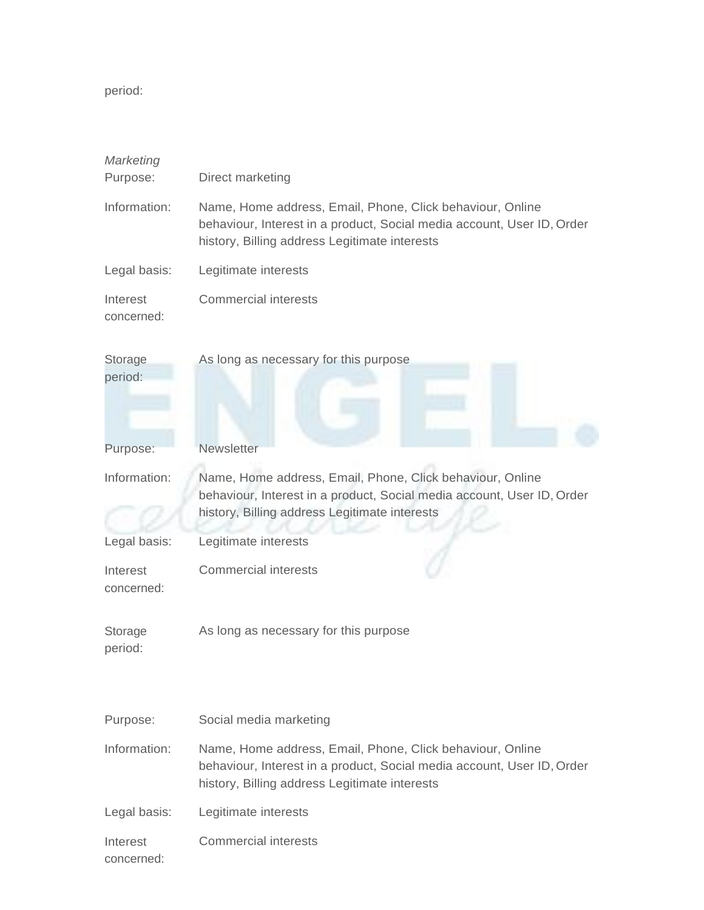period:

*Marketing*

| | |
|---|---|
| Purpose: | Direct marketing |
| Information: | Name, Home address, Email, Phone, Click behaviour, Online behaviour, Interest in a product, Social media account, User ID, Order history, Billing address Legitimate interests |
| Legal basis: | Legitimate interests |
| Interest concerned: | Commercial interests |
| Storage period: | As long as necessary for this purpose |

| | |
|---|---|
| Purpose: | Newsletter |
| Information: | Name, Home address, Email, Phone, Click behaviour, Online behaviour, Interest in a product, Social media account, User ID, Order history, Billing address Legitimate interests |
| Legal basis: | Legitimate interests |
| Interest concerned: | Commercial interests |
| Storage period: | As long as necessary for this purpose |

| | |
|---|---|
| Purpose: | Social media marketing |
| Information: | Name, Home address, Email, Phone, Click behaviour, Online behaviour, Interest in a product, Social media account, User ID, Order history, Billing address Legitimate interests |
| Legal basis: | Legitimate interests |
| Interest concerned: | Commercial interests |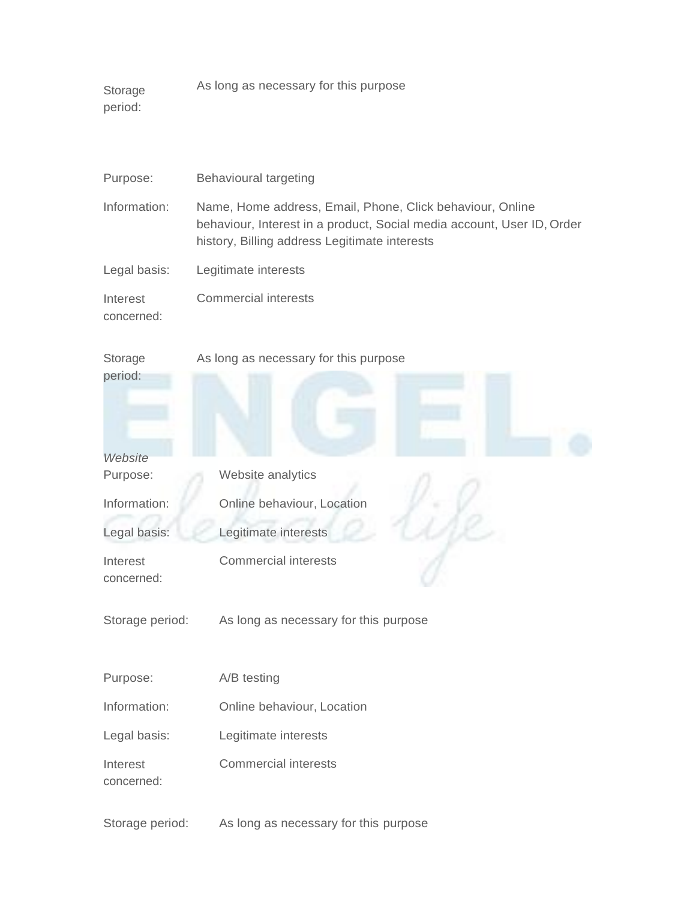| | |
|---|---|
| Storage period: | As long as necessary for this purpose |

| | |
|---|---|
| Purpose: | Behavioural targeting |
| Information: | Name, Home address, Email, Phone, Click behaviour, Online behaviour, Interest in a product, Social media account, User ID, Order history, Billing address Legitimate interests |
| Legal basis: | Legitimate interests |
| Interest concerned: | Commercial interests |
| Storage period: | As long as necessary for this purpose |

*Website*

| | |
|---|---|
| Purpose: | Website analytics |
| Information: | Online behaviour, Location |
| Legal basis: | Legitimate interests |
| Interest concerned: | Commercial interests |
| Storage period: | As long as necessary for this purpose |

| | |
|---|---|
| Purpose: | A/B testing |
| Information: | Online behaviour, Location |
| Legal basis: | Legitimate interests |
| Interest concerned: | Commercial interests |
| Storage period: | As long as necessary for this purpose |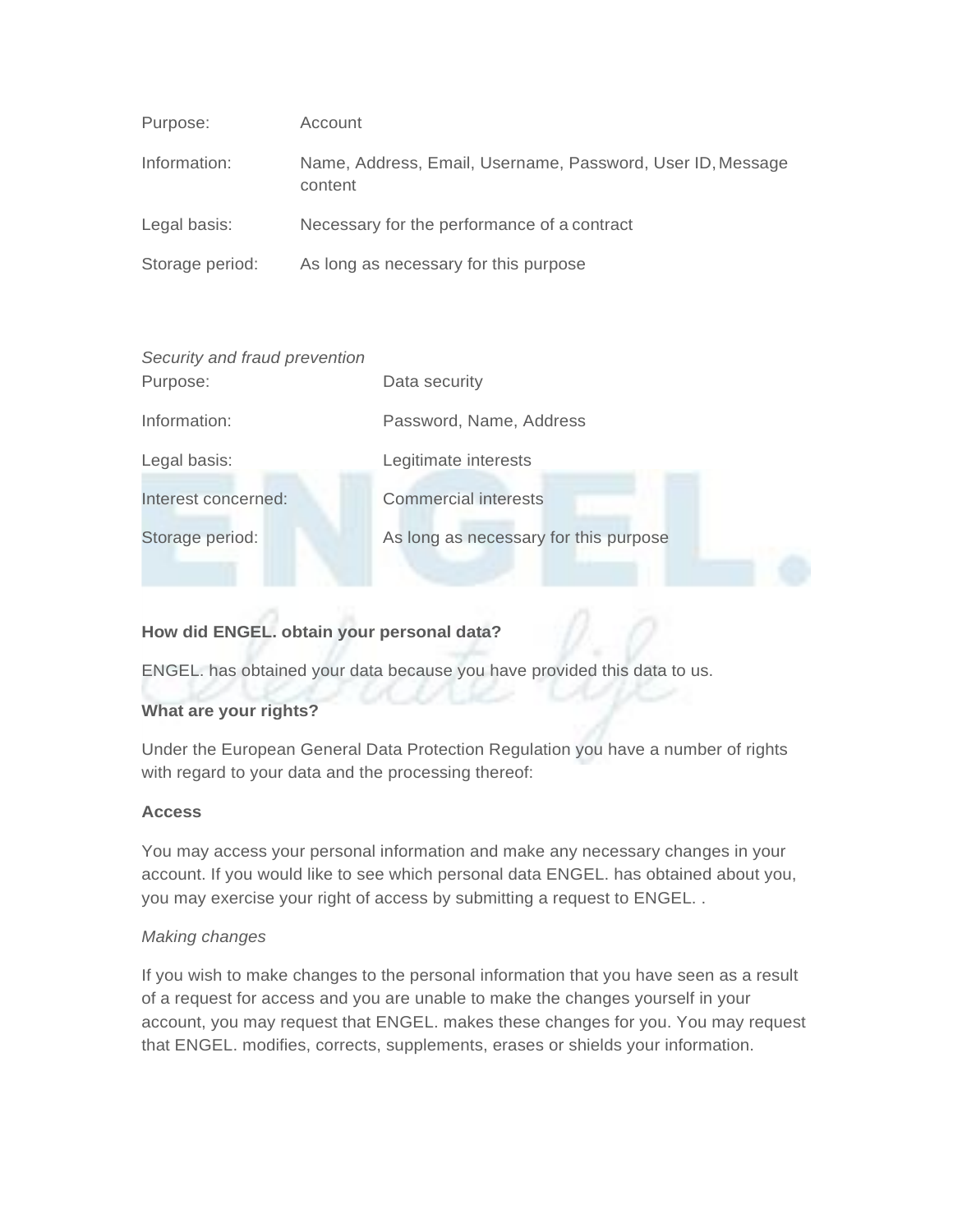| | |
|---|---|
| Purpose: | Account |
| Information: | Name, Address, Email, Username, Password, User ID, Message content |
| Legal basis: | Necessary for the performance of a contract |
| Storage period: | As long as necessary for this purpose |

*Security and fraud prevention*

| | |
|---|---|
| Purpose: | Data security |
| Information: | Password, Name, Address |
| Legal basis: | Legitimate interests |
| Interest concerned: | Commercial interests |
| Storage period: | As long as necessary for this purpose |

**How did ENGEL. obtain your personal data?**

ENGEL. has obtained your data because you have provided this data to us.

**What are your rights?**

Under the European General Data Protection Regulation you have a number of rights with regard to your data and the processing thereof:

**Access**

You may access your personal information and make any necessary changes in your account. If you would like to see which personal data ENGEL. has obtained about you, you may exercise your right of access by submitting a request to ENGEL. .

*Making changes*

If you wish to make changes to the personal information that you have seen as a result of a request for access and you are unable to make the changes yourself in your account, you may request that ENGEL. makes these changes for you. You may request that ENGEL. modifies, corrects, supplements, erases or shields your information.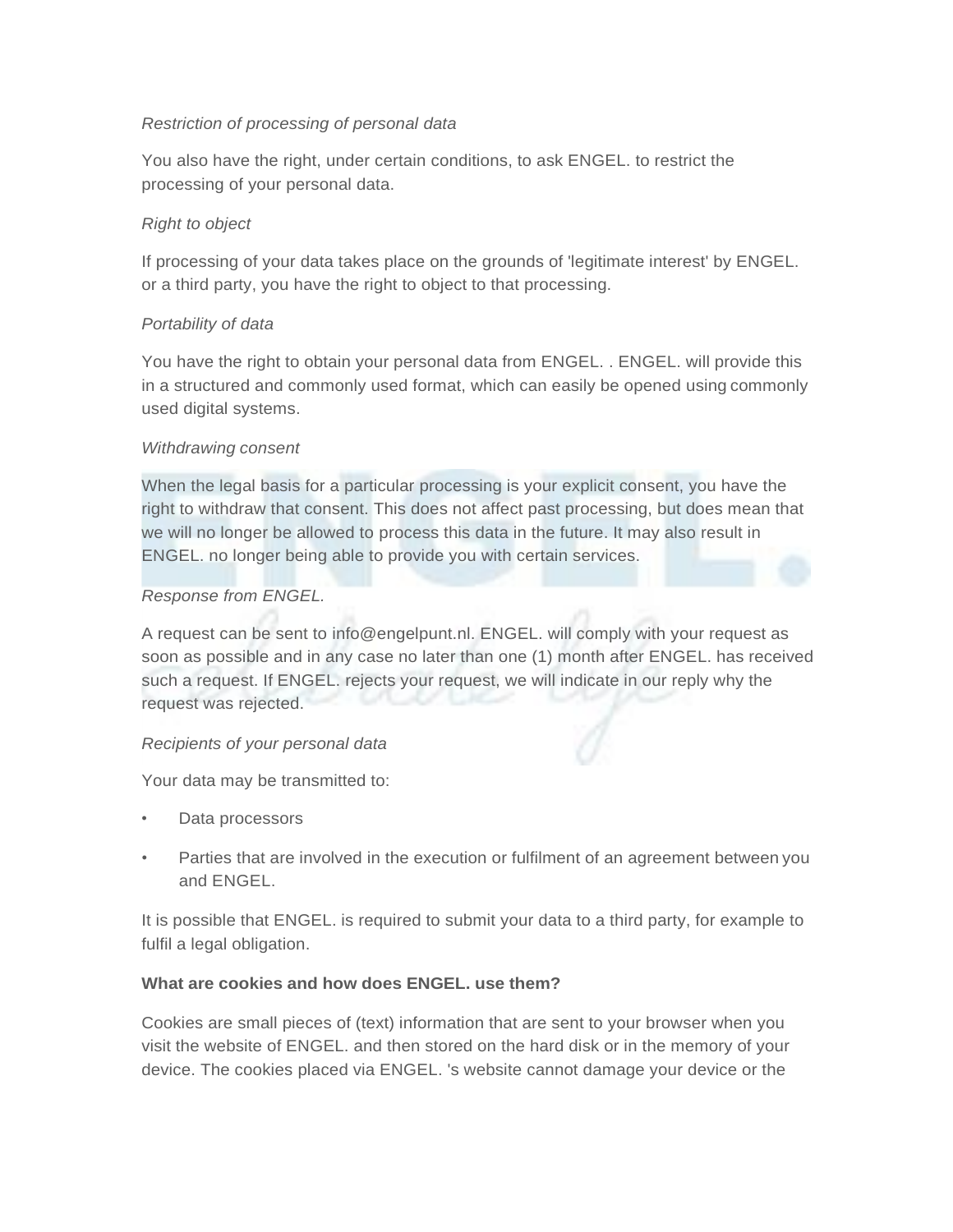*Restriction of processing of personal data*

You also have the right, under certain conditions, to ask ENGEL. to restrict the processing of your personal data.

*Right to object*

If processing of your data takes place on the grounds of 'legitimate interest' by ENGEL. or a third party, you have the right to object to that processing.

*Portability of data*

You have the right to obtain your personal data from ENGEL. . ENGEL. will provide this in a structured and commonly used format, which can easily be opened using commonly used digital systems.

*Withdrawing consent*

When the legal basis for a particular processing is your explicit consent, you have the right to withdraw that consent. This does not affect past processing, but does mean that we will no longer be allowed to process this data in the future. It may also result in ENGEL. no longer being able to provide you with certain services.

*Response from ENGEL.*

A request can be sent to info@engelpunt.nl. ENGEL. will comply with your request as soon as possible and in any case no later than one (1) month after ENGEL. has received such a request. If ENGEL. rejects your request, we will indicate in our reply why the request was rejected.

*Recipients of your personal data*

Your data may be transmitted to:

- Data processors
- Parties that are involved in the execution or fulfilment of an agreement between you and ENGEL.

It is possible that ENGEL. is required to submit your data to a third party, for example to fulfil a legal obligation.

**What are cookies and how does ENGEL. use them?**

Cookies are small pieces of (text) information that are sent to your browser when you visit the website of ENGEL. and then stored on the hard disk or in the memory of your device. The cookies placed via ENGEL. 's website cannot damage your device or the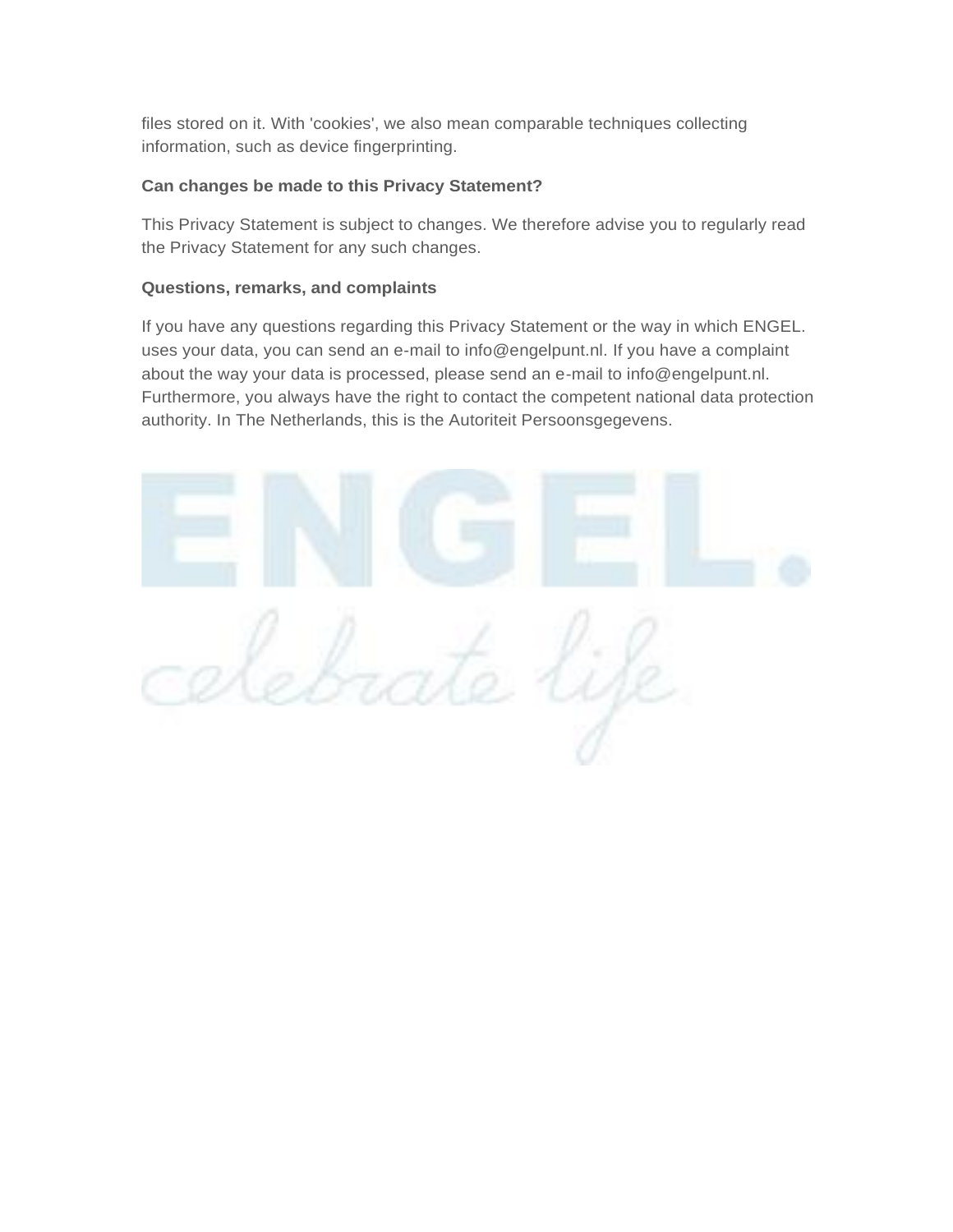files stored on it. With 'cookies', we also mean comparable techniques collecting information, such as device fingerprinting.

**Can changes be made to this Privacy Statement?**

This Privacy Statement is subject to changes. We therefore advise you to regularly read the Privacy Statement for any such changes.

**Questions, remarks, and complaints**

If you have any questions regarding this Privacy Statement or the way in which ENGEL. uses your data, you can send an e-mail to info@engelpunt.nl. If you have a complaint about the way your data is processed, please send an e-mail to info@engelpunt.nl. Furthermore, you always have the right to contact the competent national data protection authority. In The Netherlands, this is the Autoriteit Persoonsgegevens.

ENGEL.

celebrate life